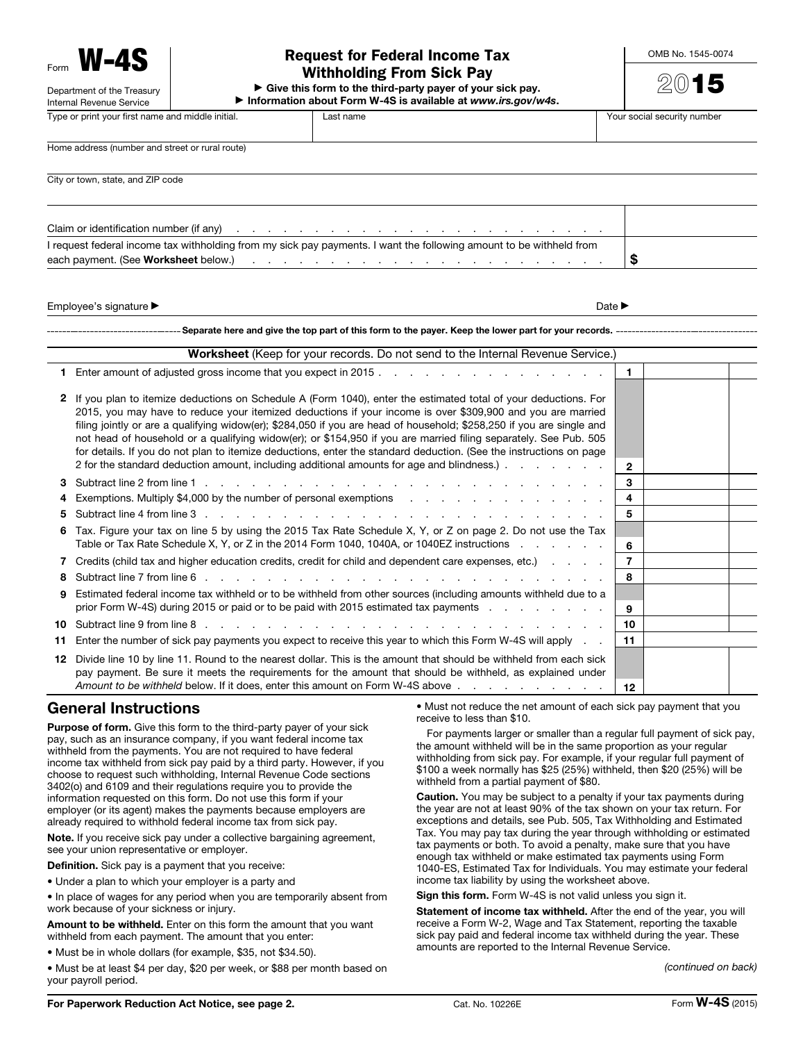Form **W-4S**

Department of the Treasury
Internal Revenue Service

# Request for Federal Income Tax Withholding From Sick Pay

▶ Give this form to the third-party payer of your sick pay.
▶ Information about Form W-4S is available at *www.irs.gov/w4s*.

OMB No. 1545-0074

**2015**

| Type or print your first name and middle initial. | Last name | Your social security number |
|---|---|---|
| Home address (number and street or rural route) | | |
| City or town, state, and ZIP code | | |

Claim or identification number (if any) . . . . . . . . . . . . . . . . . . . . . . . . . . .

I request federal income tax withholding from my sick pay payments. I want the following amount to be withheld from each payment. (See **Worksheet** below.) . . . . . . . . . . . . . . . . . . . . . . . . . . . $

Employee's signature ▶ Date ▶

Separate here and give the top part of this form to the payer. Keep the lower part for your records.

**Worksheet** (Keep for your records. Do not send to the Internal Revenue Service.)

| | | | |
|---|---|---|---|
| **1** | Enter amount of adjusted gross income that you expect in 2015 . . . . . . . . . . . . . . . . . | **1** | |
| **2** | If you plan to itemize deductions on Schedule A (Form 1040), enter the estimated total of your deductions. For 2015, you may have to reduce your itemized deductions if your income is over $309,900 and you are married filing jointly or are a qualifying widow(er); $284,050 if you are head of household; $258,250 if you are single and not head of household or a qualifying widow(er); or $154,950 if you are married filing separately. See Pub. 505 for details. If you do not plan to itemize deductions, enter the standard deduction. (See the instructions on page 2 for the standard deduction amount, including additional amounts for age and blindness.) . . . . . . . . | **2** | |
| **3** | Subtract line 2 from line 1 . . . . . . . . . . . . . . . . . . . . . . . . . . . . . . . | **3** | |
| **4** | Exemptions. Multiply $4,000 by the number of personal exemptions . . . . . . . . . . . . . . | **4** | |
| **5** | Subtract line 4 from line 3 . . . . . . . . . . . . . . . . . . . . . . . . . . . . . . . | **5** | |
| **6** | Tax. Figure your tax on line 5 by using the 2015 Tax Rate Schedule X, Y, or Z on page 2. Do not use the Tax Table or Tax Rate Schedule X, Y, or Z in the 2014 Form 1040, 1040A, or 1040EZ instructions . . . . . . | **6** | |
| **7** | Credits (child tax and higher education credits, credit for child and dependent care expenses, etc.) . . . . . | **7** | |
| **8** | Subtract line 7 from line 6 . . . . . . . . . . . . . . . . . . . . . . . . . . . . . . . | **8** | |
| **9** | Estimated federal income tax withheld or to be withheld from other sources (including amounts withheld due to a prior Form W-4S) during 2015 or paid or to be paid with 2015 estimated tax payments . . . . . . . . | **9** | |
| **10** | Subtract line 9 from line 8 . . . . . . . . . . . . . . . . . . . . . . . . . . . . . . . | **10** | |
| **11** | Enter the number of sick pay payments you expect to receive this year to which this Form W-4S will apply . . | **11** | |
| **12** | Divide line 10 by line 11. Round to the nearest dollar. This is the amount that should be withheld from each sick pay payment. Be sure it meets the requirements for the amount that should be withheld, as explained under *Amount to be withheld* below. If it does, enter this amount on Form W-4S above . . . . . . . . . . . | **12** | |

## General Instructions

**Purpose of form.** Give this form to the third-party payer of your sick pay, such as an insurance company, if you want federal income tax withheld from the payments. You are not required to have federal income tax withheld from sick pay paid by a third party. However, if you choose to request such withholding, Internal Revenue Code sections 3402(o) and 6109 and their regulations require you to provide the information requested on this form. Do not use this form if your employer (or its agent) makes the payments because employers are already required to withhold federal income tax from sick pay.

**Note.** If you receive sick pay under a collective bargaining agreement, see your union representative or employer.

**Definition.** Sick pay is a payment that you receive:

- Under a plan to which your employer is a party and
- In place of wages for any period when you are temporarily absent from work because of your sickness or injury.

**Amount to be withheld.** Enter on this form the amount that you want withheld from each payment. The amount that you enter:

- Must be in whole dollars (for example, $35, not $34.50).
- Must be at least $4 per day, $20 per week, or $88 per month based on your payroll period.
- Must not reduce the net amount of each sick pay payment that you receive to less than $10.

For payments larger or smaller than a regular full payment of sick pay, the amount withheld will be in the same proportion as your regular withholding from sick pay. For example, if your regular full payment of $100 a week normally has $25 (25%) withheld, then $20 (25%) will be withheld from a partial payment of $80.

**Caution.** You may be subject to a penalty if your tax payments during the year are not at least 90% of the tax shown on your tax return. For exceptions and details, see Pub. 505, Tax Withholding and Estimated Tax. You may pay tax during the year through withholding or estimated tax payments or both. To avoid a penalty, make sure that you have enough tax withheld or make estimated tax payments using Form 1040-ES, Estimated Tax for Individuals. You may estimate your federal income tax liability by using the worksheet above.

**Sign this form.** Form W-4S is not valid unless you sign it.

**Statement of income tax withheld.** After the end of the year, you will receive a Form W-2, Wage and Tax Statement, reporting the taxable sick pay paid and federal income tax withheld during the year. These amounts are reported to the Internal Revenue Service.

*(continued on back)*

**For Paperwork Reduction Act Notice, see page 2.** Cat. No. 10226E Form **W-4S** (2015)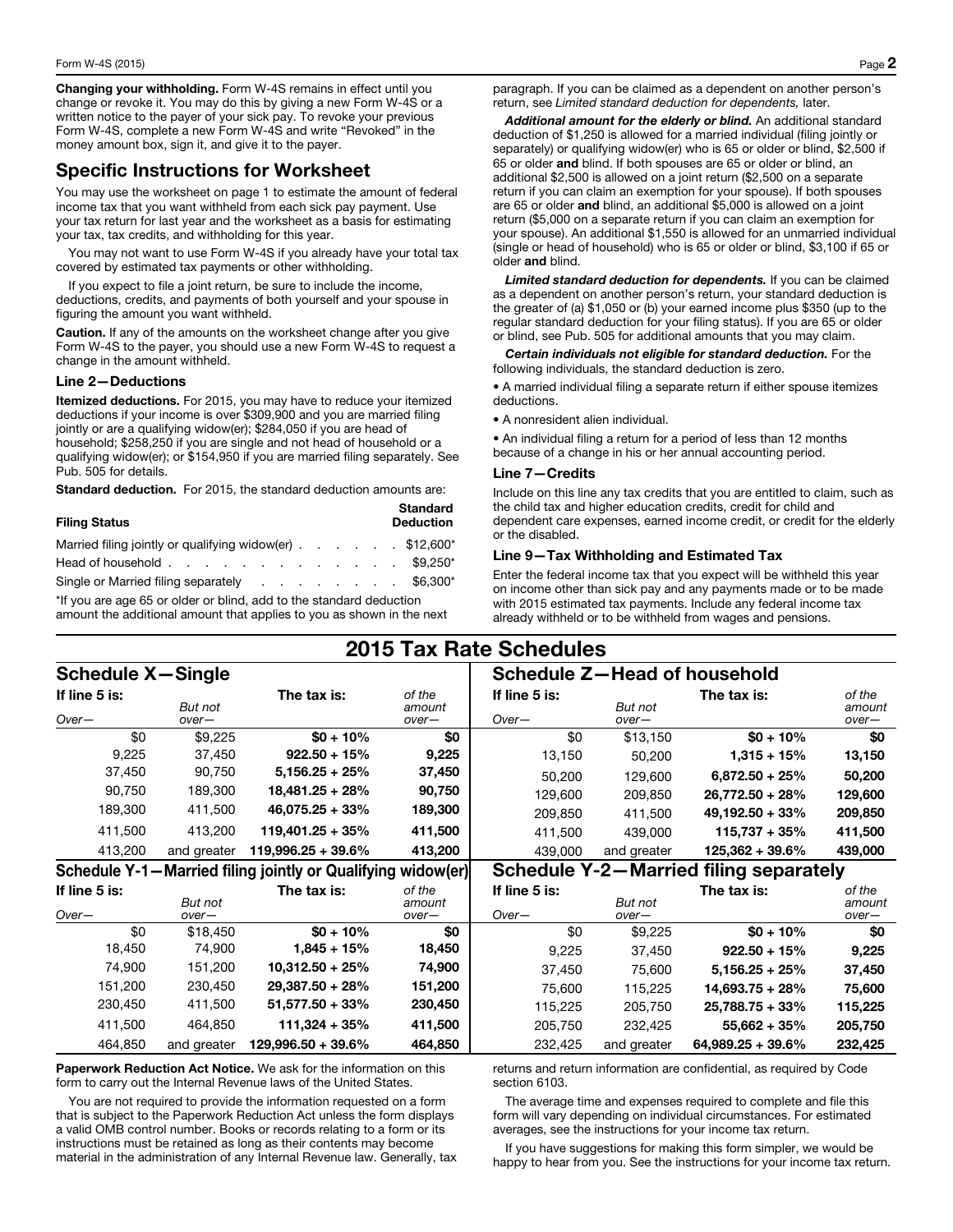**Changing your withholding.** Form W-4S remains in effect until you change or revoke it. You may do this by giving a new Form W-4S or a written notice to the payer of your sick pay. To revoke your previous Form W-4S, complete a new Form W-4S and write "Revoked" in the money amount box, sign it, and give it to the payer.

## Specific Instructions for Worksheet

You may use the worksheet on page 1 to estimate the amount of federal income tax that you want withheld from each sick pay payment. Use your tax return for last year and the worksheet as a basis for estimating your tax, tax credits, and withholding for this year.

You may not want to use Form W-4S if you already have your total tax covered by estimated tax payments or other withholding.

If you expect to file a joint return, be sure to include the income, deductions, credits, and payments of both yourself and your spouse in figuring the amount you want withheld.

**Caution.** If any of the amounts on the worksheet change after you give Form W-4S to the payer, you should use a new Form W-4S to request a change in the amount withheld.

### Line 2—Deductions

**Itemized deductions.** For 2015, you may have to reduce your itemized deductions if your income is over $309,900 and you are married filing jointly or are a qualifying widow(er); $284,050 if you are head of household; $258,250 if you are single and not head of household or a qualifying widow(er); or $154,950 if you are married filing separately. See Pub. 505 for details.

**Standard deduction.** For 2015, the standard deduction amounts are:

| Filing Status | Standard Deduction |
|---|---|
| Married filing jointly or qualifying widow(er) | $12,600* |
| Head of household | $9,250* |
| Single or Married filing separately | $6,300* |

*If you are age 65 or older or blind, add to the standard deduction amount the additional amount that applies to you as shown in the next paragraph. If you can be claimed as a dependent on another person's return, see *Limited standard deduction for dependents,* later.

***Additional amount for the elderly or blind.*** An additional standard deduction of $1,250 is allowed for a married individual (filing jointly or separately) or qualifying widow(er) who is 65 or older or blind, $2,500 if 65 or older **and** blind. If both spouses are 65 or older or blind, an additional $2,500 is allowed on a joint return ($2,500 on a separate return if you can claim an exemption for your spouse). If both spouses are 65 or older **and** blind, an additional $5,000 is allowed on a joint return ($5,000 on a separate return if you can claim an exemption for your spouse). An additional $1,550 is allowed for an unmarried individual (single or head of household) who is 65 or older or blind, $3,100 if 65 or older **and** blind.

***Limited standard deduction for dependents.*** If you can be claimed as a dependent on another person's return, your standard deduction is the greater of (a) $1,050 or (b) your earned income plus $350 (up to the regular standard deduction for your filing status). If you are 65 or older or blind, see Pub. 505 for additional amounts that you may claim.

***Certain individuals not eligible for standard deduction.*** For the following individuals, the standard deduction is zero.

- A married individual filing a separate return if either spouse itemizes deductions.
- A nonresident alien individual.
- An individual filing a return for a period of less than 12 months because of a change in his or her annual accounting period.

### Line 7—Credits

Include on this line any tax credits that you are entitled to claim, such as the child tax and higher education credits, credit for child and dependent care expenses, earned income credit, or credit for the elderly or the disabled.

### Line 9—Tax Withholding and Estimated Tax

Enter the federal income tax that you expect will be withheld this year on income other than sick pay and any payments made or to be made with 2015 estimated tax payments. Include any federal income tax already withheld or to be withheld from wages and pensions.

## 2015 Tax Rate Schedules

### Schedule X—Single

| If line 5 is: Over— | But not over— | The tax is: | of the amount over— |
|---|---|---|---|
| $0 | $9,225 | **$0 + 10%** | **$0** |
| 9,225 | 37,450 | **922.50 + 15%** | **9,225** |
| 37,450 | 90,750 | **5,156.25 + 25%** | **37,450** |
| 90,750 | 189,300 | **18,481.25 + 28%** | **90,750** |
| 189,300 | 411,500 | **46,075.25 + 33%** | **189,300** |
| 411,500 | 413,200 | **119,401.25 + 35%** | **411,500** |
| 413,200 | and greater | **119,996.25 + 39.6%** | **413,200** |

### Schedule Z—Head of household

| If line 5 is: Over— | But not over— | The tax is: | of the amount over— |
|---|---|---|---|
| $0 | $13,150 | **$0 + 10%** | **$0** |
| 13,150 | 50,200 | **1,315 + 15%** | **13,150** |
| 50,200 | 129,600 | **6,872.50 + 25%** | **50,200** |
| 129,600 | 209,850 | **26,772.50 + 28%** | **129,600** |
| 209,850 | 411,500 | **49,192.50 + 33%** | **209,850** |
| 411,500 | 439,000 | **115,737 + 35%** | **411,500** |
| 439,000 | and greater | **125,362 + 39.6%** | **439,000** |

### Schedule Y-1—Married filing jointly or Qualifying widow(er)

| If line 5 is: Over— | But not over— | The tax is: | of the amount over— |
|---|---|---|---|
| $0 | $18,450 | **$0 + 10%** | **$0** |
| 18,450 | 74,900 | **1,845 + 15%** | **18,450** |
| 74,900 | 151,200 | **10,312.50 + 25%** | **74,900** |
| 151,200 | 230,450 | **29,387.50 + 28%** | **151,200** |
| 230,450 | 411,500 | **51,577.50 + 33%** | **230,450** |
| 411,500 | 464,850 | **111,324 + 35%** | **411,500** |
| 464,850 | and greater | **129,996.50 + 39.6%** | **464,850** |

### Schedule Y-2—Married filing separately

| If line 5 is: Over— | But not over— | The tax is: | of the amount over— |
|---|---|---|---|
| $0 | $9,225 | **$0 + 10%** | **$0** |
| 9,225 | 37,450 | **922.50 + 15%** | **9,225** |
| 37,450 | 75,600 | **5,156.25 + 25%** | **37,450** |
| 75,600 | 115,225 | **14,693.75 + 28%** | **75,600** |
| 115,225 | 205,750 | **25,788.75 + 33%** | **115,225** |
| 205,750 | 232,425 | **55,662 + 35%** | **205,750** |
| 232,425 | and greater | **64,989.25 + 39.6%** | **232,425** |

**Paperwork Reduction Act Notice.** We ask for the information on this form to carry out the Internal Revenue laws of the United States.

You are not required to provide the information requested on a form that is subject to the Paperwork Reduction Act unless the form displays a valid OMB control number. Books or records relating to a form or its instructions must be retained as long as their contents may become material in the administration of any Internal Revenue law. Generally, tax returns and return information are confidential, as required by Code section 6103.

The average time and expenses required to complete and file this form will vary depending on individual circumstances. For estimated averages, see the instructions for your income tax return.

If you have suggestions for making this form simpler, we would be happy to hear from you. See the instructions for your income tax return.